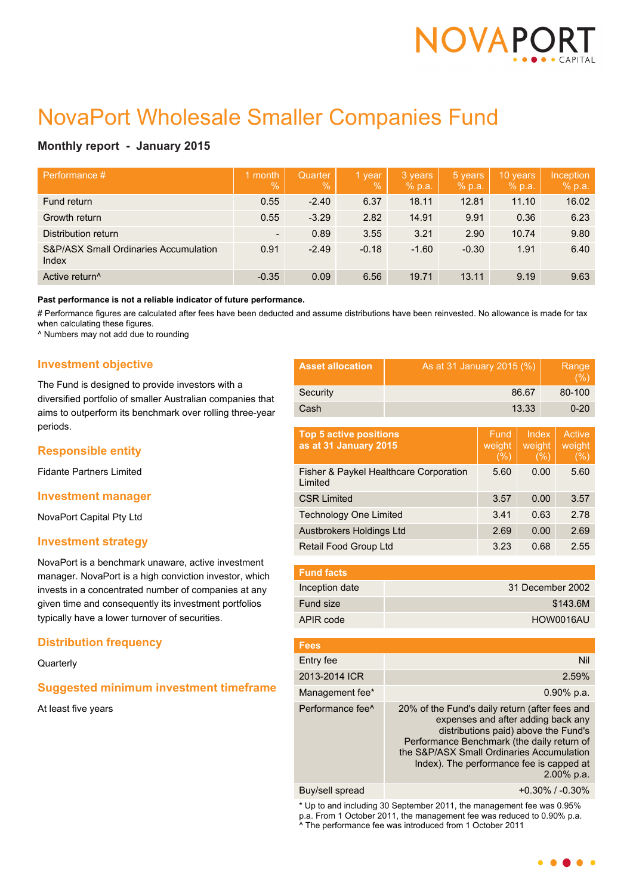# NovaPort Wholesale Smaller Companies Fund

## Monthly report - January 2015

| Performance # | 1 month % | Quarter % | 1 year % | 3 years % p.a. | 5 years % p.a. | 10 years % p.a. | Inception % p.a. |
|---|---|---|---|---|---|---|---|
| Fund return | 0.55 | -2.40 | 6.37 | 18.11 | 12.81 | 11.10 | 16.02 |
| Growth return | 0.55 | -3.29 | 2.82 | 14.91 | 9.91 | 0.36 | 6.23 |
| Distribution return | - | 0.89 | 3.55 | 3.21 | 2.90 | 10.74 | 9.80 |
| S&P/ASX Small Ordinaries Accumulation Index | 0.91 | -2.49 | -0.18 | -1.60 | -0.30 | 1.91 | 6.40 |
| Active return^ | -0.35 | 0.09 | 6.56 | 19.71 | 13.11 | 9.19 | 9.63 |

**Past performance is not a reliable indicator of future performance.**

# Performance figures are calculated after fees have been deducted and assume distributions have been reinvested. No allowance is made for tax when calculating these figures.

^ Numbers may not add due to rounding

### Investment objective

The Fund is designed to provide investors with a diversified portfolio of smaller Australian companies that aims to outperform its benchmark over rolling three-year periods.

### Responsible entity

Fidante Partners Limited

### Investment manager

NovaPort Capital Pty Ltd

### Investment strategy

NovaPort is a benchmark unaware, active investment manager. NovaPort is a high conviction investor, which invests in a concentrated number of companies at any given time and consequently its investment portfolios typically have a lower turnover of securities.

### Distribution frequency

Quarterly

### Suggested minimum investment timeframe

At least five years

| Asset allocation | As at 31 January 2015 (%) | Range (%) |
|---|---|---|
| Security | 86.67 | 80-100 |
| Cash | 13.33 | 0-20 |

| Top 5 active positions as at 31 January 2015 | Fund weight (%) | Index weight (%) | Active weight (%) |
|---|---|---|---|
| Fisher & Paykel Healthcare Corporation Limited | 5.60 | 0.00 | 5.60 |
| CSR Limited | 3.57 | 0.00 | 3.57 |
| Technology One Limited | 3.41 | 0.63 | 2.78 |
| Austbrokers Holdings Ltd | 2.69 | 0.00 | 2.69 |
| Retail Food Group Ltd | 3.23 | 0.68 | 2.55 |

| Fund facts | |
|---|---|
| Inception date | 31 December 2002 |
| Fund size | $143.6M |
| APIR code | HOW0016AU |

| Fees | |
|---|---|
| Entry fee | Nil |
| 2013-2014 ICR | 2.59% |
| Management fee* | 0.90% p.a. |
| Performance fee^ | 20% of the Fund's daily return (after fees and expenses and after adding back any distributions paid) above the Fund's Performance Benchmark (the daily return of the S&P/ASX Small Ordinaries Accumulation Index). The performance fee is capped at 2.00% p.a. |
| Buy/sell spread | +0.30% / -0.30% |

* Up to and including 30 September 2011, the management fee was 0.95% p.a. From 1 October 2011, the management fee was reduced to 0.90% p.a.

^ The performance fee was introduced from 1 October 2011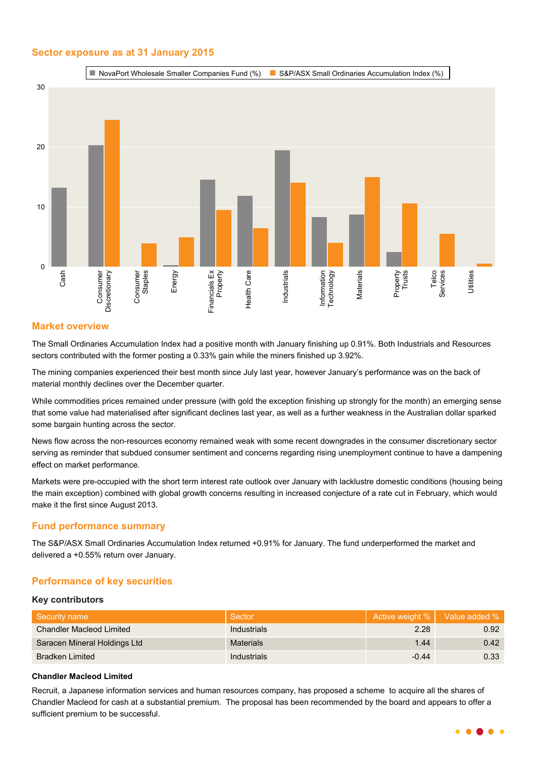## Sector exposure as at 31 January 2015

## Market overview

The Small Ordinaries Accumulation Index had a positive month with January finishing up 0.91%. Both Industrials and Resources sectors contributed with the former posting a 0.33% gain while the miners finished up 3.92%.

The mining companies experienced their best month since July last year, however January's performance was on the back of material monthly declines over the December quarter.

While commodities prices remained under pressure (with gold the exception finishing up strongly for the month) an emerging sense that some value had materialised after significant declines last year, as well as a further weakness in the Australian dollar sparked some bargain hunting across the sector.

News flow across the non-resources economy remained weak with some recent downgrades in the consumer discretionary sector serving as reminder that subdued consumer sentiment and concerns regarding rising unemployment continue to have a dampening effect on market performance.

Markets were pre-occupied with the short term interest rate outlook over January with lacklustre domestic conditions (housing being the main exception) combined with global growth concerns resulting in increased conjecture of a rate cut in February, which would make it the first since August 2013.

## Fund performance summary

The S&P/ASX Small Ordinaries Accumulation Index returned +0.91% for January. The fund underperformed the market and delivered a +0.55% return over January.

## Performance of key securities

### Key contributors

| Security name | Sector | Active weight % | Value added % |
|---|---|---|---|
| Chandler Macleod Limited | Industrials | 2.28 | 0.92 |
| Saracen Mineral Holdings Ltd | Materials | 1.44 | 0.42 |
| Bradken Limited | Industrials | -0.44 | 0.33 |

**Chandler Macleod Limited**

Recruit, a Japanese information services and human resources company, has proposed a scheme to acquire all the shares of Chandler Macleod for cash at a substantial premium. The proposal has been recommended by the board and appears to offer a sufficient premium to be successful.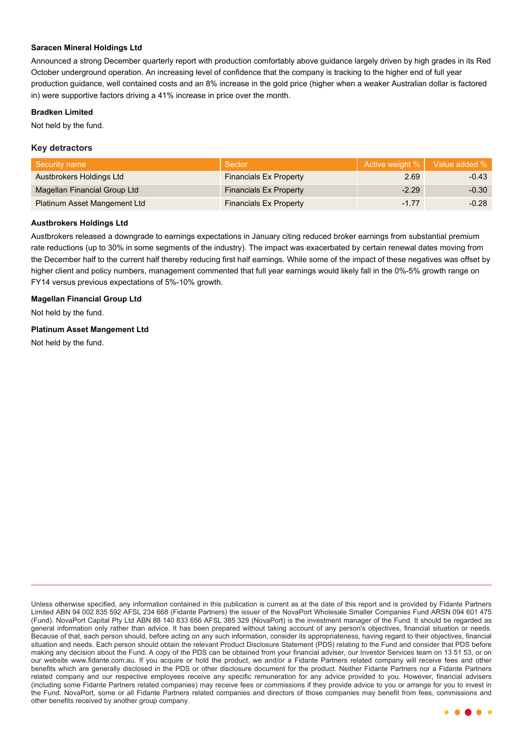**Saracen Mineral Holdings Ltd**

Announced a strong December quarterly report with production comfortably above guidance largely driven by high grades in its Red October underground operation. An increasing level of confidence that the company is tracking to the higher end of full year production guidance, well contained costs and an 8% increase in the gold price (higher when a weaker Australian dollar is factored in) were supportive factors driving a 41% increase in price over the month.

**Bradken Limited**

Not held by the fund.

### Key detractors

| Security name | Sector | Active weight % | Value added % |
|---|---|---|---|
| Austbrokers Holdings Ltd | Financials Ex Property | 2.69 | -0.43 |
| Magellan Financial Group Ltd | Financials Ex Property | -2.29 | -0.30 |
| Platinum Asset Mangement Ltd | Financials Ex Property | -1.77 | -0.28 |

**Austbrokers Holdings Ltd**

Austbrokers released a downgrade to earnings expectations in January citing reduced broker earnings from substantial premium rate reductions (up to 30% in some segments of the industry). The impact was exacerbated by certain renewal dates moving from the December half to the current half thereby reducing first half earnings. While some of the impact of these negatives was offset by higher client and policy numbers, management commented that full year earnings would likely fall in the 0%-5% growth range on FY14 versus previous expectations of 5%-10% growth.

**Magellan Financial Group Ltd**

Not held by the fund.

**Platinum Asset Mangement Ltd**

Not held by the fund.

Unless otherwise specified, any information contained in this publication is current as at the date of this report and is provided by Fidante Partners Limited ABN 94 002 835 592 AFSL 234 668 (Fidante Partners) the issuer of the NovaPort Wholesale Smaller Companies Fund ARSN 094 601 475 (Fund). NovaPort Capital Pty Ltd ABN 88 140 833 656 AFSL 385 329 (NovaPort) is the investment manager of the Fund. It should be regarded as general information only rather than advice. It has been prepared without taking account of any person's objectives, financial situation or needs. Because of that, each person should, before acting on any such information, consider its appropriateness, having regard to their objectives, financial situation and needs. Each person should obtain the relevant Product Disclosure Statement (PDS) relating to the Fund and consider that PDS before making any decision about the Fund. A copy of the PDS can be obtained from your financial adviser, our Investor Services team on 13 51 53, or on our website www.fidante.com.au. If you acquire or hold the product, we and/or a Fidante Partners related company will receive fees and other benefits which are generally disclosed in the PDS or other disclosure document for the product. Neither Fidante Partners nor a Fidante Partners related company and our respective employees receive any specific remuneration for any advice provided to you. However, financial advisers (including some Fidante Partners related companies) may receive fees or commissions if they provide advice to you or arrange for you to invest in the Fund. NovaPort, some or all Fidante Partners related companies and directors of those companies may benefit from fees, commissions and other benefits received by another group company.